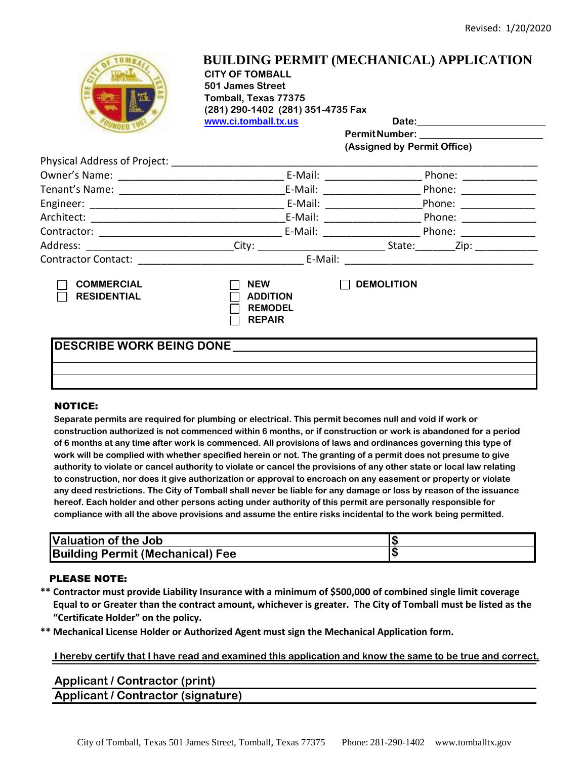Revised: 1/20/2020

# BUILDING PERMIT (MECHANICAL) APPLICATION

**CITY OF TOMBALL**
**501 James Street**
**Tomball, Texas 77375**
**(281) 290-1402 (281) 351-4735 Fax**
**www.ci.tomball.tx.us**

**Date:** ____________________

**Permit Number:** ____________________
**(Assigned by Permit Office)**

Physical Address of Project: ______________________________________________

Owner's Name: ______________________ E-Mail: ______________ Phone: ____________

Tenant's Name: ______________________ E-Mail: ______________ Phone: ____________

Engineer: __________________________ E-Mail: ______________ Phone: ____________

Architect: __________________________ E-Mail: ______________ Phone: ____________

Contractor: _________________________ E-Mail: ______________ Phone: ____________

Address: ____________________ City: ____________________ State: ______ Zip: __________

Contractor Contact: ______________________ E-Mail: ______________________________

☐ **COMMERCIAL**
☐ **RESIDENTIAL**

☐ **NEW**
☐ **ADDITION**
☐ **REMODEL**
☐ **REPAIR**

☐ **DEMOLITION**

**DESCRIBE WORK BEING DONE** ______________________________________________

______________________________________________________________________

______________________________________________________________________

**NOTICE:**

**Separate permits are required for plumbing or electrical. This permit becomes null and void if work or construction authorized is not commenced within 6 months, or if construction or work is abandoned for a period of 6 months at any time after work is commenced. All provisions of laws and ordinances governing this type of work will be complied with whether specified herein or not. The granting of a permit does not presume to give authority to violate or cancel authority to violate or cancel the provisions of any other state or local law relating to construction, nor does it give authorization or approval to encroach on any easement or property or violate any deed restrictions. The City of Tomball shall never be liable for any damage or loss by reason of the issuance hereof. Each holder and other persons acting under authority of this permit are personally responsible for compliance with all the above provisions and assume the entire risks incidental to the work being permitted.**

| **Valuation of the Job** | **$** |
|---|---|
| **Building Permit (Mechanical) Fee** | **$** |

**PLEASE NOTE:**

**\*\* Contractor must provide Liability Insurance with a minimum of $500,000 of combined single limit coverage Equal to or Greater than the contract amount, whichever is greater. The City of Tomball must be listed as the "Certificate Holder" on the policy.**

**\*\* Mechanical License Holder or Authorized Agent must sign the Mechanical Application form.**

**I hereby certify that I have read and examined this application and know the same to be true and correct.**

**Applicant / Contractor (print)** ______________________________________________

**Applicant / Contractor (signature)** __________________________________________

City of Tombal, Texas 501 James Street, Tombal, Texas 77375 Phone: 281-290-1402 www.tomballtx.gov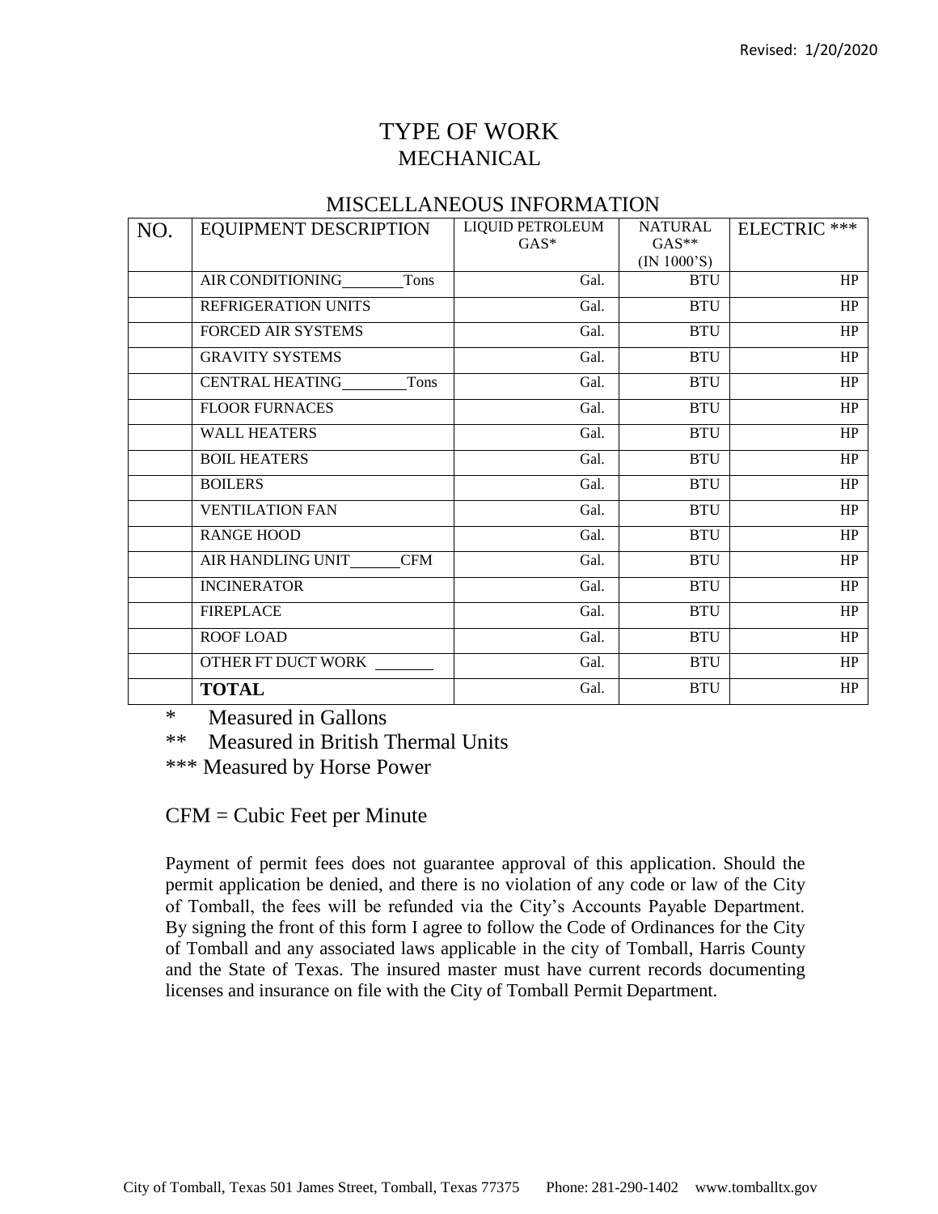# TYPE OF WORK

## MECHANICAL

### MISCELLANEOUS INFORMATION

| NO. | EQUIPMENT DESCRIPTION | LIQUID PETROLEUM GAS* | NATURAL GAS** (IN 1000'S) | ELECTRIC *** |
|---|---|---|---|---|
| | AIR CONDITIONING ________ Tons | Gal. | BTU | HP |
| | REFRIGERATION UNITS | Gal. | BTU | HP |
| | FORCED AIR SYSTEMS | Gal. | BTU | HP |
| | GRAVITY SYSTEMS | Gal. | BTU | HP |
| | CENTRAL HEATING ________ Tons | Gal. | BTU | HP |
| | FLOOR FURNACES | Gal. | BTU | HP |
| | WALL HEATERS | Gal. | BTU | HP |
| | BOIL HEATERS | Gal. | BTU | HP |
| | BOILERS | Gal. | BTU | HP |
| | VENTILATION FAN | Gal. | BTU | HP |
| | RANGE HOOD | Gal. | BTU | HP |
| | AIR HANDLING UNIT ______ CFM | Gal. | BTU | HP |
| | INCINERATOR | Gal. | BTU | HP |
| | FIREPLACE | Gal. | BTU | HP |
| | ROOF LOAD | Gal. | BTU | HP |
| | OTHER FT DUCT WORK ________ | Gal. | BTU | HP |
| | **TOTAL** | Gal. | BTU | HP |

\* Measured in Gallons

** Measured in British Thermal Units

*** Measured by Horse Power

CFM = Cubic Feet per Minute

Payment of permit fees does not guarantee approval of this application. Should the permit application be denied, and there is no violation of any code or law of the City of Tomball, the fees will be refunded via the City's Accounts Payable Department. By signing the front of this form I agree to follow the Code of Ordinances for the City of Tomball and any associated laws applicable in the city of Tomball, Harris County and the State of Texas. The insured master must have current records documenting licenses and insurance on file with the City of Tomball Permit Department.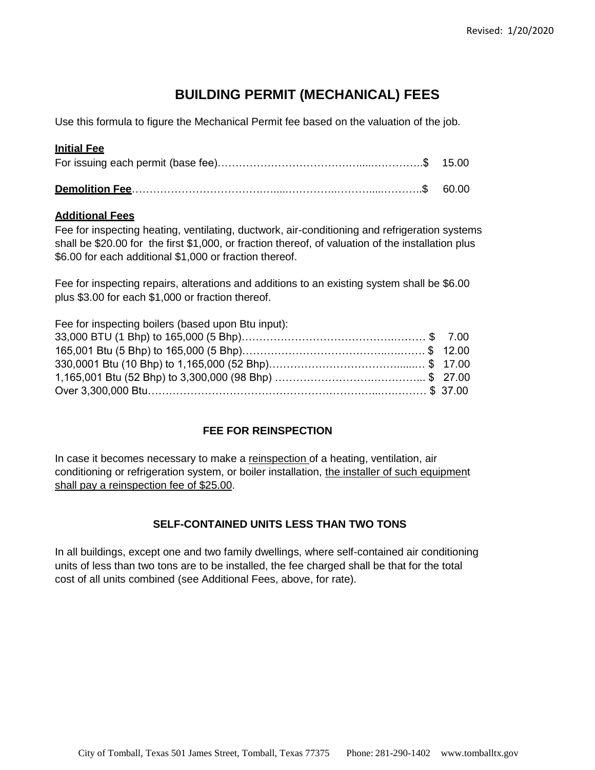Revised: 1/20/2020

# BUILDING PERMIT (MECHANICAL) FEES

Use this formula to figure the Mechanical Permit fee based on the valuation of the job.

**Initial Fee**

For issuing each permit (base fee)……………………………………......…………..$ 15.00

**Demolition Fee**…………………………………......…………..………....………..$ 60.00

**Additional Fees**

Fee for inspecting heating, ventilating, ductwork, air-conditioning and refrigeration systems shall be $20.00 for the first $1,000, or fraction thereof, of valuation of the installation plus $6.00 for each additional $1,000 or fraction thereof.

Fee for inspecting repairs, alterations and additions to an existing system shall be $6.00 plus $3.00 for each $1,000 or fraction thereof.

Fee for inspecting boilers (based upon Btu input):

| | |
|---|---|
| 33,000 BTU (1 Bhp) to 165,000 (5 Bhp) | $ 7.00 |
| 165,001 Btu (5 Bhp) to 165,000 (5 Bhp) | $ 12.00 |
| 330,0001 Btu (10 Bhp) to 1,165,000 (52 Bhp) | $ 17.00 |
| 1,165,001 Btu (52 Bhp) to 3,300,000 (98 Bhp) | $ 27.00 |
| Over 3,300,000 Btu | $ 37.00 |

## FEE FOR REINSPECTION

In case it becomes necessary to make a reinspection of a heating, ventilation, air conditioning or refrigeration system, or boiler installation, the installer of such equipment shall pay a reinspection fee of $25.00.

## SELF-CONTAINED UNITS LESS THAN TWO TONS

In all buildings, except one and two family dwellings, where self-contained air conditioning units of less than two tons are to be installed, the fee charged shall be that for the total cost of all units combined (see Additional Fees, above, for rate).

City of Tomball, Texas 501 James Street, Tomball, Texas 77375 Phone: 281-290-1402 www.tomballtx.gov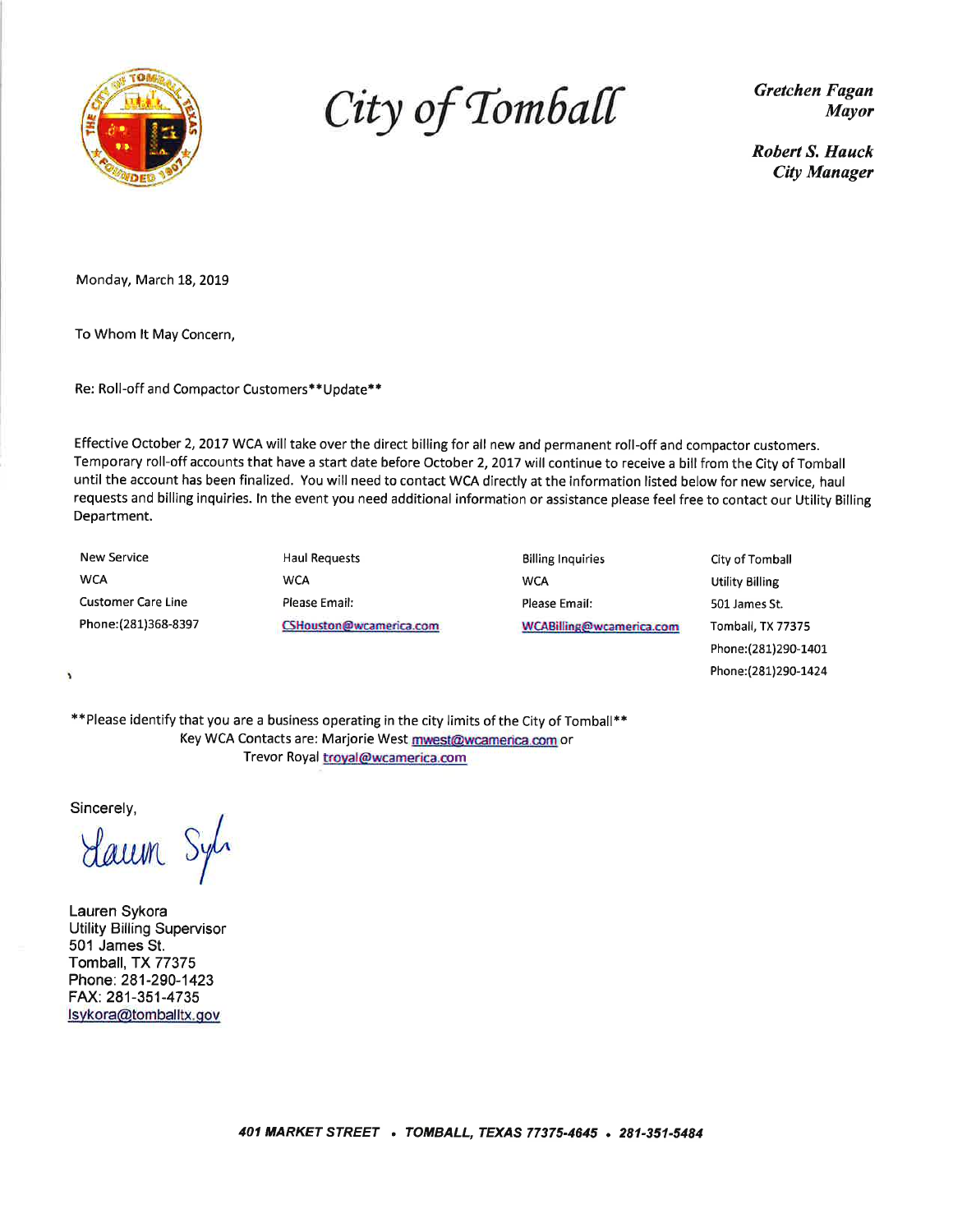# City of Tomball

*Gretchen Fagan*
*Mayor*

*Robert S. Hauck*
*City Manager*

Monday, March 18, 2019

To Whom It May Concern,

Re: Roll-off and Compactor Customers**Update**

Effective October 2, 2017 WCA will take over the direct billing for all new and permanent roll-off and compactor customers. Temporary roll-off accounts that have a start date before October 2, 2017 will continue to receive a bill from the City of Tomball until the account has been finalized. You will need to contact WCA directly at the information listed below for new service, haul requests and billing inquiries. In the event you need additional information or assistance please feel free to contact our Utility Billing Department.

| | | | |
|---|---|---|---|
| New Service | Haul Requests | Billing Inquiries | City of Tomball |
| WCA | WCA | WCA | Utility Billing |
| Customer Care Line | Please Email: | Please Email: | 501 James St. |
| Phone:(281)368-8397 | CSHouston@wcamerica.com | WCABilling@wcamerica.com | Tomball, TX 77375 |
| | | | Phone:(281)290-1401 |
| | | | Phone:(281)290-1424 |

**Please identify that you are a business operating in the city limits of the City of Tomball**
Key WCA Contacts are: Marjorie West mwest@wcamerica.com or
Trevor Royal troyal@wcamerica.com

Sincerely,

Lauren Sykora
Utility Billing Supervisor
501 James St.
Tomball, TX 77375
Phone: 281-290-1423
FAX: 281-351-4735
lsykora@tomballtx.gov

**401 MARKET STREET • TOMBALL, TEXAS 77375-4645 • 281-351-5484**